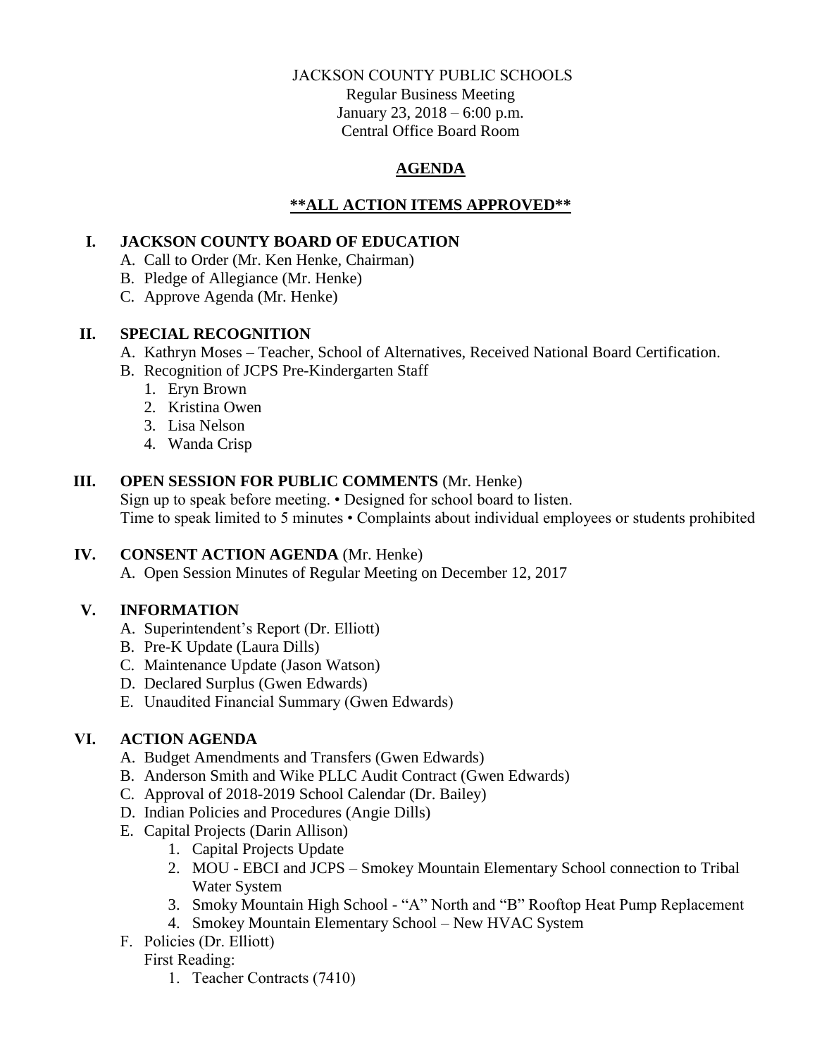JACKSON COUNTY PUBLIC SCHOOLS
Regular Business Meeting
January 23, 2018 – 6:00 p.m.
Central Office Board Room

# AGENDA

## **\*\*ALL ACTION ITEMS APPROVED\*\***

## I. JACKSON COUNTY BOARD OF EDUCATION

A. Call to Order (Mr. Ken Henke, Chairman)
B. Pledge of Allegiance (Mr. Henke)
C. Approve Agenda (Mr. Henke)

## II. SPECIAL RECOGNITION

A. Kathryn Moses – Teacher, School of Alternatives, Received National Board Certification.
B. Recognition of JCPS Pre-Kindergarten Staff
  1. Eryn Brown
  2. Kristina Owen
  3. Lisa Nelson
  4. Wanda Crisp

## III. OPEN SESSION FOR PUBLIC COMMENTS (Mr. Henke)

Sign up to speak before meeting. • Designed for school board to listen.
Time to speak limited to 5 minutes • Complaints about individual employees or students prohibited

## IV. CONSENT ACTION AGENDA (Mr. Henke)

A. Open Session Minutes of Regular Meeting on December 12, 2017

## V. INFORMATION

A. Superintendent's Report (Dr. Elliott)
B. Pre-K Update (Laura Dills)
C. Maintenance Update (Jason Watson)
D. Declared Surplus (Gwen Edwards)
E. Unaudited Financial Summary (Gwen Edwards)

## VI. ACTION AGENDA

A. Budget Amendments and Transfers (Gwen Edwards)
B. Anderson Smith and Wike PLLC Audit Contract (Gwen Edwards)
C. Approval of 2018-2019 School Calendar (Dr. Bailey)
D. Indian Policies and Procedures (Angie Dills)
E. Capital Projects (Darin Allison)
  1. Capital Projects Update
  2. MOU - EBCI and JCPS – Smokey Mountain Elementary School connection to Tribal Water System
  3. Smoky Mountain High School - "A" North and "B" Rooftop Heat Pump Replacement
  4. Smokey Mountain Elementary School – New HVAC System
F. Policies (Dr. Elliott)
  First Reading:
  1. Teacher Contracts (7410)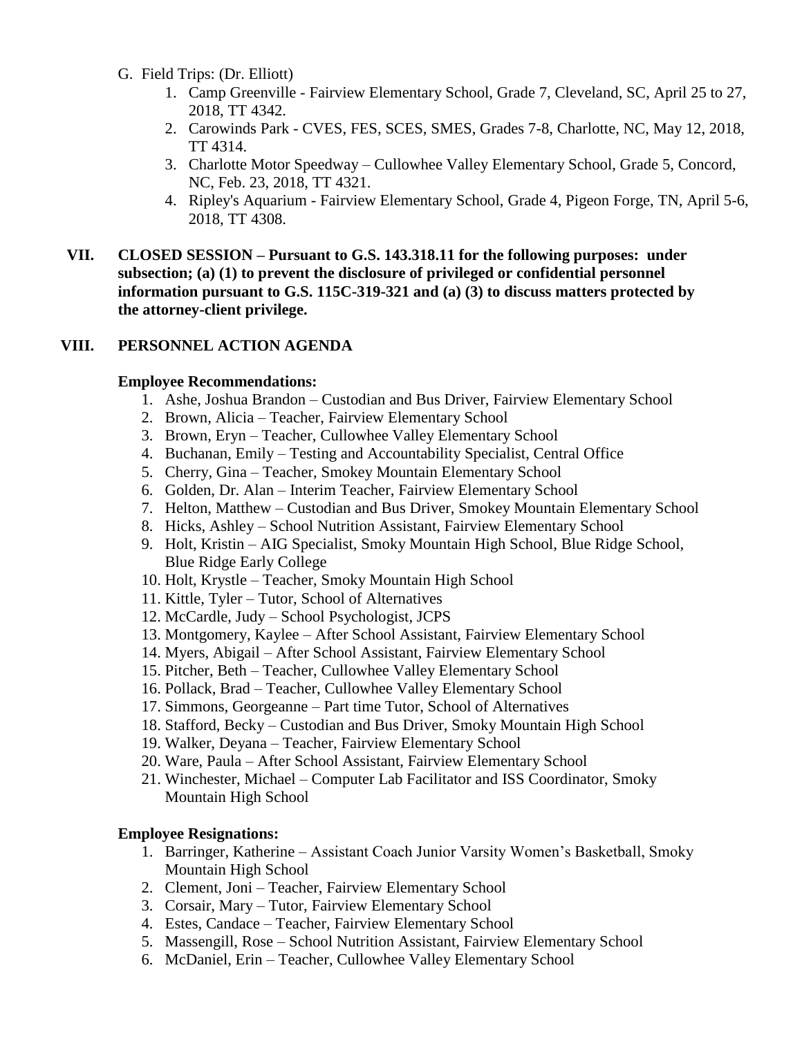G. Field Trips: (Dr. Elliott)

1. Camp Greenville - Fairview Elementary School, Grade 7, Cleveland, SC, April 25 to 27, 2018, TT 4342.
2. Carowinds Park - CVES, FES, SCES, SMES, Grades 7-8, Charlotte, NC, May 12, 2018, TT 4314.
3. Charlotte Motor Speedway – Cullowhee Valley Elementary School, Grade 5, Concord, NC, Feb. 23, 2018, TT 4321.
4. Ripley's Aquarium - Fairview Elementary School, Grade 4, Pigeon Forge, TN, April 5-6, 2018, TT 4308.

**VII. CLOSED SESSION – Pursuant to G.S. 143.318.11 for the following purposes: under subsection; (a) (1) to prevent the disclosure of privileged or confidential personnel information pursuant to G.S. 115C-319-321 and (a) (3) to discuss matters protected by the attorney-client privilege.**

**VIII. PERSONNEL ACTION AGENDA**

**Employee Recommendations:**

1. Ashe, Joshua Brandon – Custodian and Bus Driver, Fairview Elementary School
2. Brown, Alicia – Teacher, Fairview Elementary School
3. Brown, Eryn – Teacher, Cullowhee Valley Elementary School
4. Buchanan, Emily – Testing and Accountability Specialist, Central Office
5. Cherry, Gina – Teacher, Smokey Mountain Elementary School
6. Golden, Dr. Alan – Interim Teacher, Fairview Elementary School
7. Helton, Matthew – Custodian and Bus Driver, Smokey Mountain Elementary School
8. Hicks, Ashley – School Nutrition Assistant, Fairview Elementary School
9. Holt, Kristin – AIG Specialist, Smoky Mountain High School, Blue Ridge School, Blue Ridge Early College
10. Holt, Krystle – Teacher, Smoky Mountain High School
11. Kittle, Tyler – Tutor, School of Alternatives
12. McCardle, Judy – School Psychologist, JCPS
13. Montgomery, Kaylee – After School Assistant, Fairview Elementary School
14. Myers, Abigail – After School Assistant, Fairview Elementary School
15. Pitcher, Beth – Teacher, Cullowhee Valley Elementary School
16. Pollack, Brad – Teacher, Cullowhee Valley Elementary School
17. Simmons, Georgeanne – Part time Tutor, School of Alternatives
18. Stafford, Becky – Custodian and Bus Driver, Smoky Mountain High School
19. Walker, Deyana – Teacher, Fairview Elementary School
20. Ware, Paula – After School Assistant, Fairview Elementary School
21. Winchester, Michael – Computer Lab Facilitator and ISS Coordinator, Smoky Mountain High School

**Employee Resignations:**

1. Barringer, Katherine – Assistant Coach Junior Varsity Women's Basketball, Smoky Mountain High School
2. Clement, Joni – Teacher, Fairview Elementary School
3. Corsair, Mary – Tutor, Fairview Elementary School
4. Estes, Candace – Teacher, Fairview Elementary School
5. Massengill, Rose – School Nutrition Assistant, Fairview Elementary School
6. McDaniel, Erin – Teacher, Cullowhee Valley Elementary School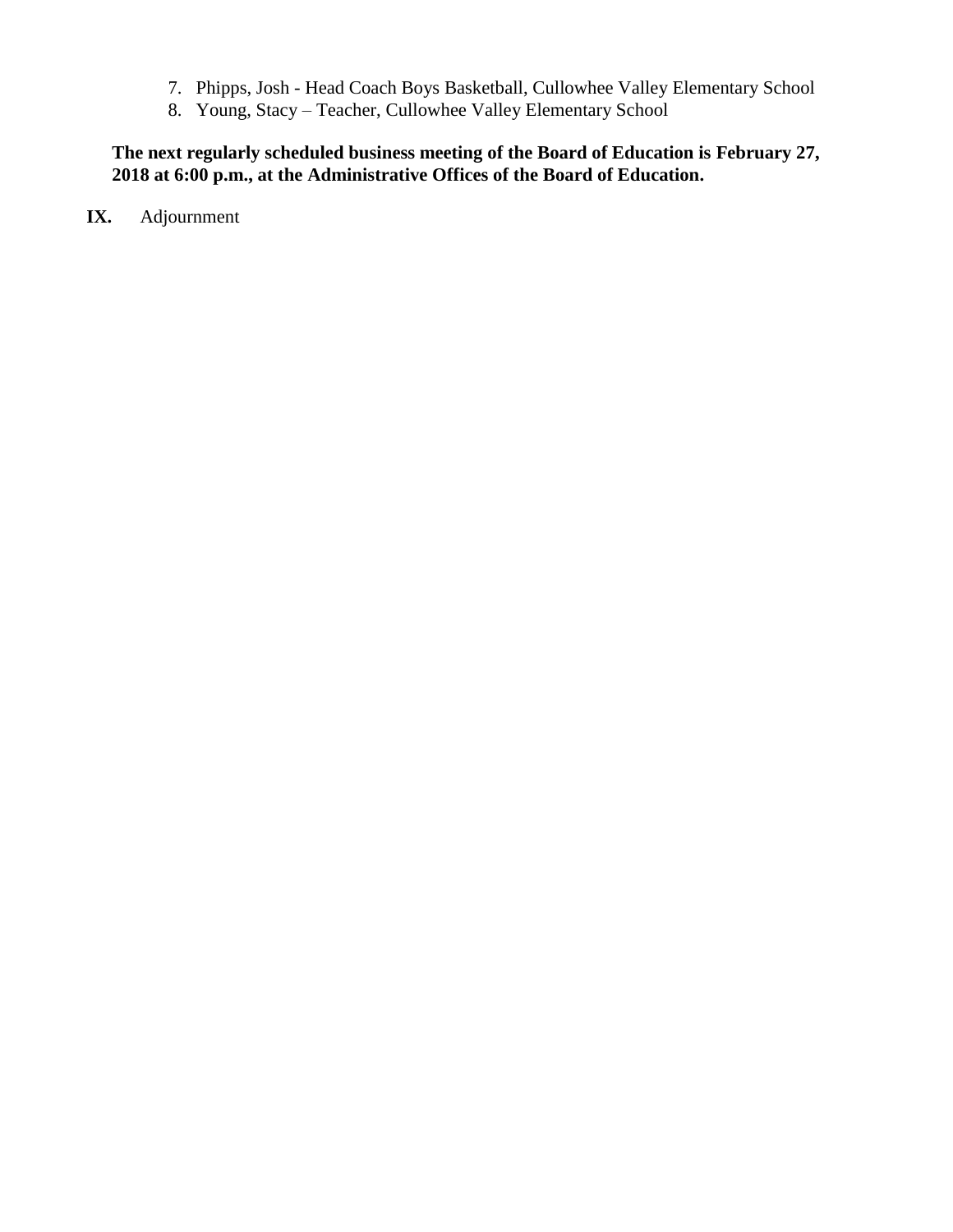7. Phipps, Josh - Head Coach Boys Basketball, Cullowhee Valley Elementary School
8. Young, Stacy – Teacher, Cullowhee Valley Elementary School

**The next regularly scheduled business meeting of the Board of Education is February 27, 2018 at 6:00 p.m., at the Administrative Offices of the Board of Education.**

**IX.** Adjournment